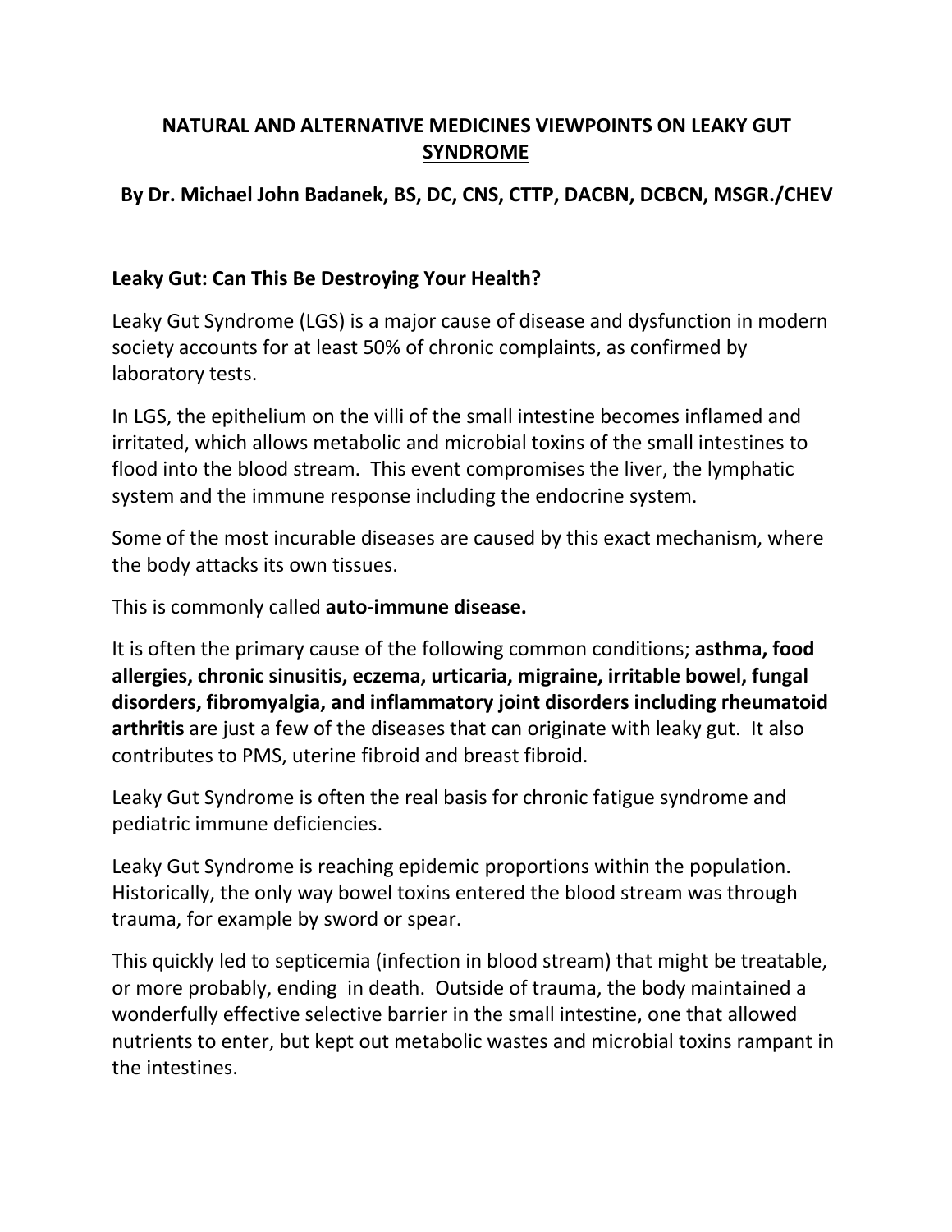# NATURAL AND ALTERNATIVE MEDICINES VIEWPOINTS ON LEAKY GUT SYNDROME

**By Dr. Michael John Badanek, BS, DC, CNS, CTTP, DACBN, DCBCN, MSGR./CHEV**

## Leaky Gut: Can This Be Destroying Your Health?

Leaky Gut Syndrome (LGS) is a major cause of disease and dysfunction in modern society accounts for at least 50% of chronic complaints, as confirmed by laboratory tests.

In LGS, the epithelium on the villi of the small intestine becomes inflamed and irritated, which allows metabolic and microbial toxins of the small intestines to flood into the blood stream. This event compromises the liver, the lymphatic system and the immune response including the endocrine system.

Some of the most incurable diseases are caused by this exact mechanism, where the body attacks its own tissues.

This is commonly called **auto-immune disease.**

It is often the primary cause of the following common conditions; **asthma, food allergies, chronic sinusitis, eczema, urticaria, migraine, irritable bowel, fungal disorders, fibromyalgia, and inflammatory joint disorders including rheumatoid arthritis** are just a few of the diseases that can originate with leaky gut. It also contributes to PMS, uterine fibroid and breast fibroid.

Leaky Gut Syndrome is often the real basis for chronic fatigue syndrome and pediatric immune deficiencies.

Leaky Gut Syndrome is reaching epidemic proportions within the population. Historically, the only way bowel toxins entered the blood stream was through trauma, for example by sword or spear.

This quickly led to septicemia (infection in blood stream) that might be treatable, or more probably, ending in death. Outside of trauma, the body maintained a wonderfully effective selective barrier in the small intestine, one that allowed nutrients to enter, but kept out metabolic wastes and microbial toxins rampant in the intestines.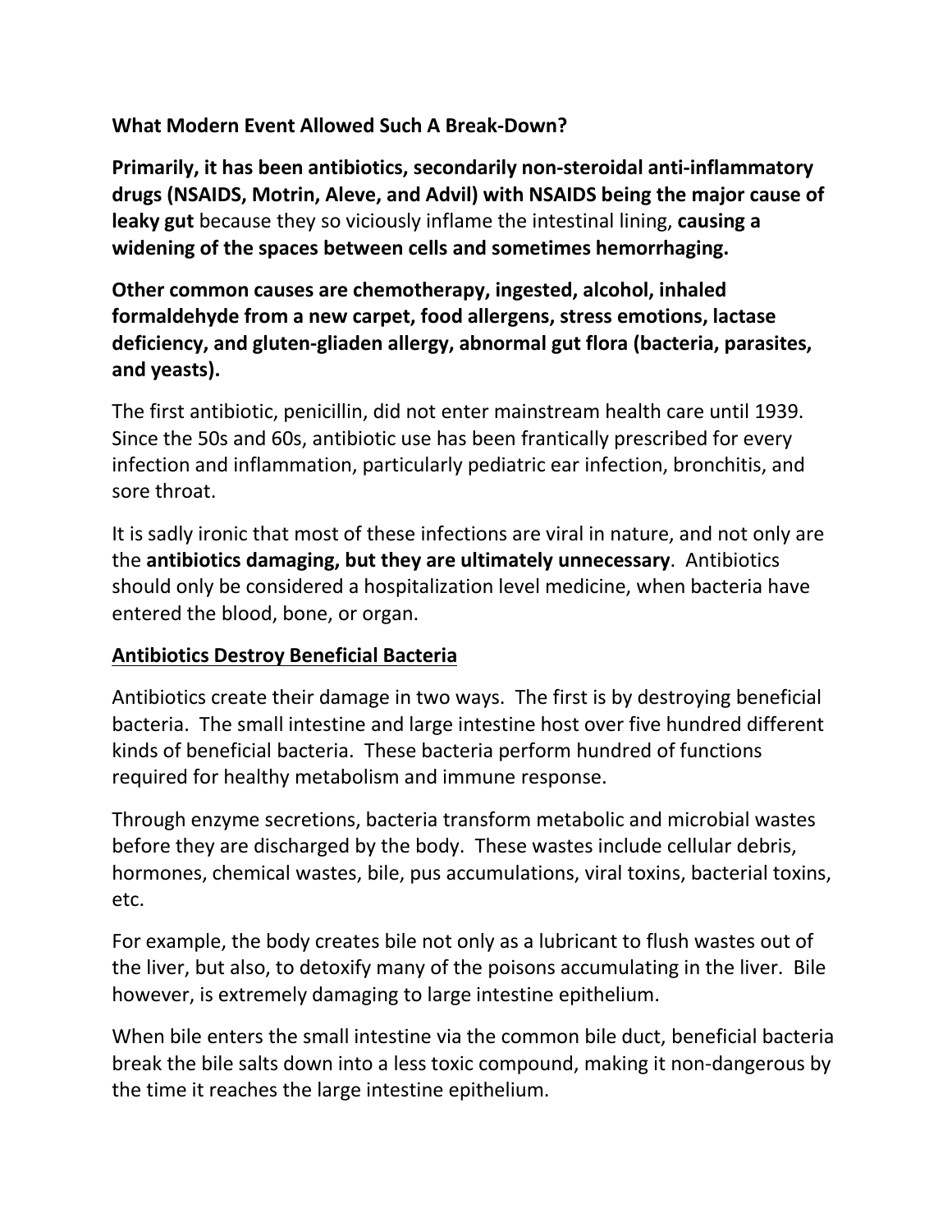**What Modern Event Allowed Such A Break-Down?**

**Primarily, it has been antibiotics, secondarily non-steroidal anti-inflammatory drugs (NSAIDS, Motrin, Aleve, and Advil) with NSAIDS being the major cause of leaky gut** because they so viciously inflame the intestinal lining, **causing a widening of the spaces between cells and sometimes hemorrhaging.**

**Other common causes are chemotherapy, ingested, alcohol, inhaled formaldehyde from a new carpet, food allergens, stress emotions, lactase deficiency, and gluten-gliaden allergy, abnormal gut flora (bacteria, parasites, and yeasts).**

The first antibiotic, penicillin, did not enter mainstream health care until 1939. Since the 50s and 60s, antibiotic use has been frantically prescribed for every infection and inflammation, particularly pediatric ear infection, bronchitis, and sore throat.

It is sadly ironic that most of these infections are viral in nature, and not only are the **antibiotics damaging, but they are ultimately unnecessary**. Antibiotics should only be considered a hospitalization level medicine, when bacteria have entered the blood, bone, or organ.

<u>**Antibiotics Destroy Beneficial Bacteria**</u>

Antibiotics create their damage in two ways. The first is by destroying beneficial bacteria. The small intestine and large intestine host over five hundred different kinds of beneficial bacteria. These bacteria perform hundred of functions required for healthy metabolism and immune response.

Through enzyme secretions, bacteria transform metabolic and microbial wastes before they are discharged by the body. These wastes include cellular debris, hormones, chemical wastes, bile, pus accumulations, viral toxins, bacterial toxins, etc.

For example, the body creates bile not only as a lubricant to flush wastes out of the liver, but also, to detoxify many of the poisons accumulating in the liver. Bile however, is extremely damaging to large intestine epithelium.

When bile enters the small intestine via the common bile duct, beneficial bacteria break the bile salts down into a less toxic compound, making it non-dangerous by the time it reaches the large intestine epithelium.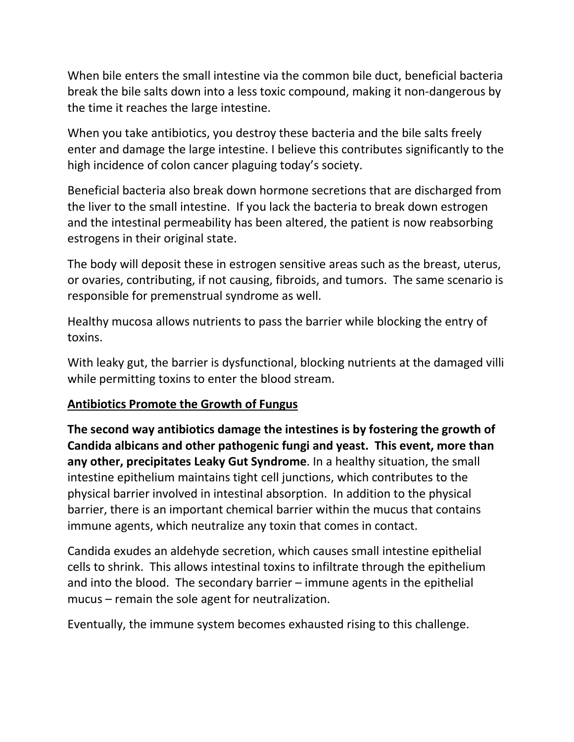When bile enters the small intestine via the common bile duct, beneficial bacteria break the bile salts down into a less toxic compound, making it non-dangerous by the time it reaches the large intestine.

When you take antibiotics, you destroy these bacteria and the bile salts freely enter and damage the large intestine. I believe this contributes significantly to the high incidence of colon cancer plaguing today's society.

Beneficial bacteria also break down hormone secretions that are discharged from the liver to the small intestine. If you lack the bacteria to break down estrogen and the intestinal permeability has been altered, the patient is now reabsorbing estrogens in their original state.

The body will deposit these in estrogen sensitive areas such as the breast, uterus, or ovaries, contributing, if not causing, fibroids, and tumors. The same scenario is responsible for premenstrual syndrome as well.

Healthy mucosa allows nutrients to pass the barrier while blocking the entry of toxins.

With leaky gut, the barrier is dysfunctional, blocking nutrients at the damaged villi while permitting toxins to enter the blood stream.

## Antibiotics Promote the Growth of Fungus

**The second way antibiotics damage the intestines is by fostering the growth of Candida albicans and other pathogenic fungi and yeast. This event, more than any other, precipitates Leaky Gut Syndrome**. In a healthy situation, the small intestine epithelium maintains tight cell junctions, which contributes to the physical barrier involved in intestinal absorption. In addition to the physical barrier, there is an important chemical barrier within the mucus that contains immune agents, which neutralize any toxin that comes in contact.

Candida exudes an aldehyde secretion, which causes small intestine epithelial cells to shrink. This allows intestinal toxins to infiltrate through the epithelium and into the blood. The secondary barrier – immune agents in the epithelial mucus – remain the sole agent for neutralization.

Eventually, the immune system becomes exhausted rising to this challenge.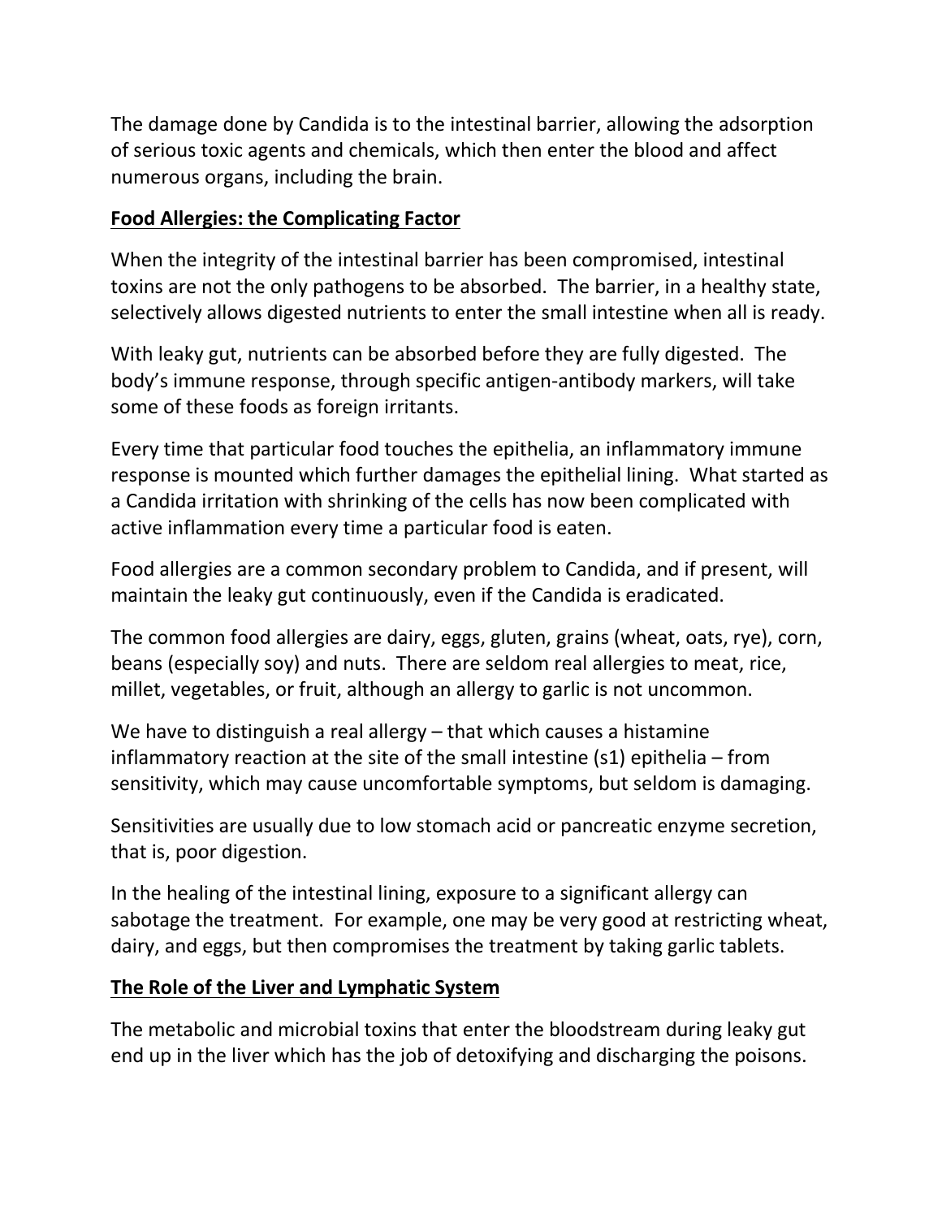The damage done by Candida is to the intestinal barrier, allowing the adsorption of serious toxic agents and chemicals, which then enter the blood and affect numerous organs, including the brain.

**Food Allergies: the Complicating Factor**

When the integrity of the intestinal barrier has been compromised, intestinal toxins are not the only pathogens to be absorbed. The barrier, in a healthy state, selectively allows digested nutrients to enter the small intestine when all is ready.

With leaky gut, nutrients can be absorbed before they are fully digested. The body's immune response, through specific antigen-antibody markers, will take some of these foods as foreign irritants.

Every time that particular food touches the epithelia, an inflammatory immune response is mounted which further damages the epithelial lining. What started as a Candida irritation with shrinking of the cells has now been complicated with active inflammation every time a particular food is eaten.

Food allergies are a common secondary problem to Candida, and if present, will maintain the leaky gut continuously, even if the Candida is eradicated.

The common food allergies are dairy, eggs, gluten, grains (wheat, oats, rye), corn, beans (especially soy) and nuts. There are seldom real allergies to meat, rice, millet, vegetables, or fruit, although an allergy to garlic is not uncommon.

We have to distinguish a real allergy – that which causes a histamine inflammatory reaction at the site of the small intestine (s1) epithelia – from sensitivity, which may cause uncomfortable symptoms, but seldom is damaging.

Sensitivities are usually due to low stomach acid or pancreatic enzyme secretion, that is, poor digestion.

In the healing of the intestinal lining, exposure to a significant allergy can sabotage the treatment. For example, one may be very good at restricting wheat, dairy, and eggs, but then compromises the treatment by taking garlic tablets.

**The Role of the Liver and Lymphatic System**

The metabolic and microbial toxins that enter the bloodstream during leaky gut end up in the liver which has the job of detoxifying and discharging the poisons.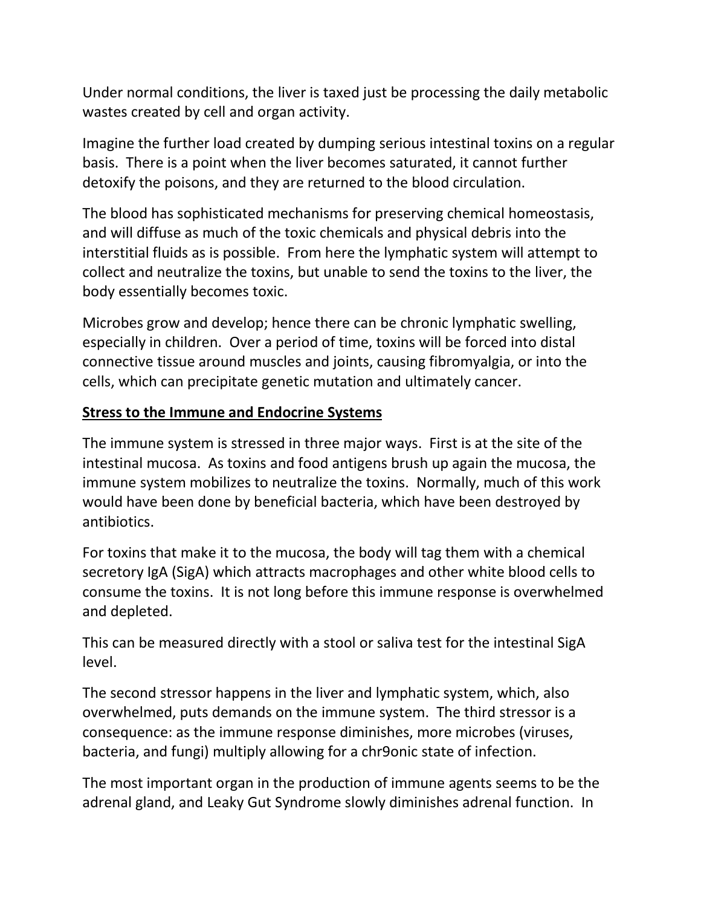Under normal conditions, the liver is taxed just be processing the daily metabolic wastes created by cell and organ activity.

Imagine the further load created by dumping serious intestinal toxins on a regular basis. There is a point when the liver becomes saturated, it cannot further detoxify the poisons, and they are returned to the blood circulation.

The blood has sophisticated mechanisms for preserving chemical homeostasis, and will diffuse as much of the toxic chemicals and physical debris into the interstitial fluids as is possible. From here the lymphatic system will attempt to collect and neutralize the toxins, but unable to send the toxins to the liver, the body essentially becomes toxic.

Microbes grow and develop; hence there can be chronic lymphatic swelling, especially in children. Over a period of time, toxins will be forced into distal connective tissue around muscles and joints, causing fibromyalgia, or into the cells, which can precipitate genetic mutation and ultimately cancer.

**Stress to the Immune and Endocrine Systems**

The immune system is stressed in three major ways. First is at the site of the intestinal mucosa. As toxins and food antigens brush up again the mucosa, the immune system mobilizes to neutralize the toxins. Normally, much of this work would have been done by beneficial bacteria, which have been destroyed by antibiotics.

For toxins that make it to the mucosa, the body will tag them with a chemical secretory IgA (SigA) which attracts macrophages and other white blood cells to consume the toxins. It is not long before this immune response is overwhelmed and depleted.

This can be measured directly with a stool or saliva test for the intestinal SigA level.

The second stressor happens in the liver and lymphatic system, which, also overwhelmed, puts demands on the immune system. The third stressor is a consequence: as the immune response diminishes, more microbes (viruses, bacteria, and fungi) multiply allowing for a chr9onic state of infection.

The most important organ in the production of immune agents seems to be the adrenal gland, and Leaky Gut Syndrome slowly diminishes adrenal function. In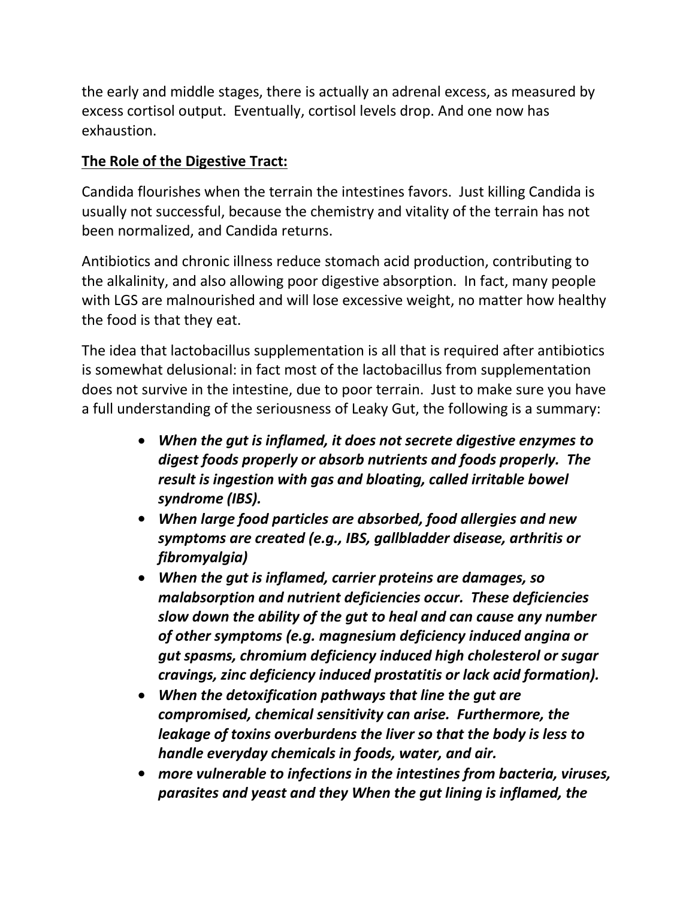the early and middle stages, there is actually an adrenal excess, as measured by excess cortisol output. Eventually, cortisol levels drop. And one now has exhaustion.

**The Role of the Digestive Tract:**

Candida flourishes when the terrain the intestines favors. Just killing Candida is usually not successful, because the chemistry and vitality of the terrain has not been normalized, and Candida returns.

Antibiotics and chronic illness reduce stomach acid production, contributing to the alkalinity, and also allowing poor digestive absorption. In fact, many people with LGS are malnourished and will lose excessive weight, no matter how healthy the food is that they eat.

The idea that lactobacillus supplementation is all that is required after antibiotics is somewhat delusional: in fact most of the lactobacillus from supplementation does not survive in the intestine, due to poor terrain. Just to make sure you have a full understanding of the seriousness of Leaky Gut, the following is a summary:

- ***When the gut is inflamed, it does not secrete digestive enzymes to digest foods properly or absorb nutrients and foods properly. The result is ingestion with gas and bloating, called irritable bowel syndrome (IBS).***
- ***When large food particles are absorbed, food allergies and new symptoms are created (e.g., IBS, gallbladder disease, arthritis or fibromyalgia)***
- ***When the gut is inflamed, carrier proteins are damages, so malabsorption and nutrient deficiencies occur. These deficiencies slow down the ability of the gut to heal and can cause any number of other symptoms (e.g. magnesium deficiency induced angina or gut spasms, chromium deficiency induced high cholesterol or sugar cravings, zinc deficiency induced prostatitis or lack acid formation).***
- ***When the detoxification pathways that line the gut are compromised, chemical sensitivity can arise. Furthermore, the leakage of toxins overburdens the liver so that the body is less to handle everyday chemicals in foods, water, and air.***
- ***more vulnerable to infections in the intestines from bacteria, viruses, parasites and yeast and they When the gut lining is inflamed, the***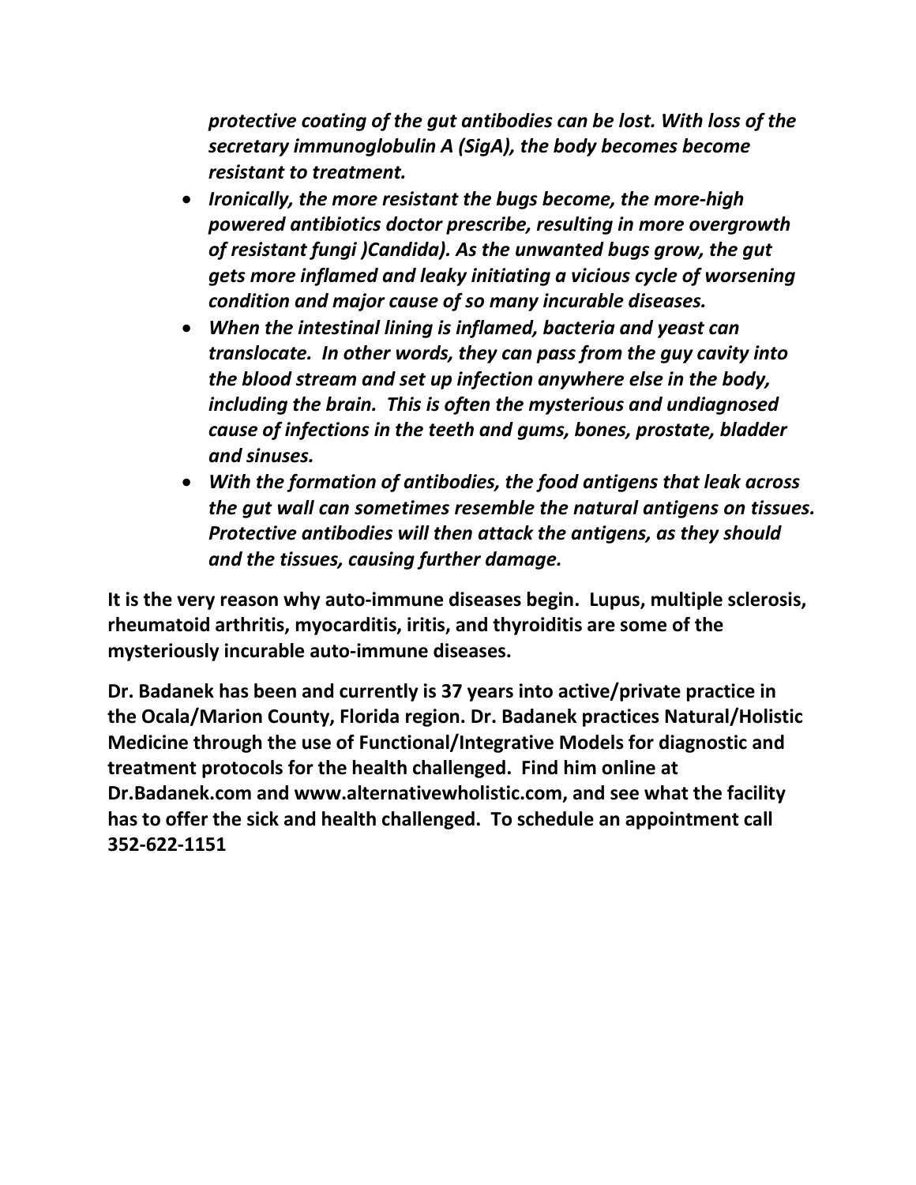*protective coating of the gut antibodies can be lost. With loss of the secretary immunoglobulin A (SigA), the body becomes become resistant to treatment.*

- ***Ironically, the more resistant the bugs become, the more-high powered antibiotics doctor prescribe, resulting in more overgrowth of resistant fungi )Candida). As the unwanted bugs grow, the gut gets more inflamed and leaky initiating a vicious cycle of worsening condition and major cause of so many incurable diseases.***
- ***When the intestinal lining is inflamed, bacteria and yeast can translocate. In other words, they can pass from the guy cavity into the blood stream and set up infection anywhere else in the body, including the brain. This is often the mysterious and undiagnosed cause of infections in the teeth and gums, bones, prostate, bladder and sinuses.***
- ***With the formation of antibodies, the food antigens that leak across the gut wall can sometimes resemble the natural antigens on tissues. Protective antibodies will then attack the antigens, as they should and the tissues, causing further damage.***

**It is the very reason why auto-immune diseases begin. Lupus, multiple sclerosis, rheumatoid arthritis, myocarditis, iritis, and thyroiditis are some of the mysteriously incurable auto-immune diseases.**

**Dr. Badanek has been and currently is 37 years into active/private practice in the Ocala/Marion County, Florida region. Dr. Badanek practices Natural/Holistic Medicine through the use of Functional/Integrative Models for diagnostic and treatment protocols for the health challenged. Find him online at Dr.Badanek.com and www.alternativewholistic.com, and see what the facility has to offer the sick and health challenged. To schedule an appointment call 352-622-1151**